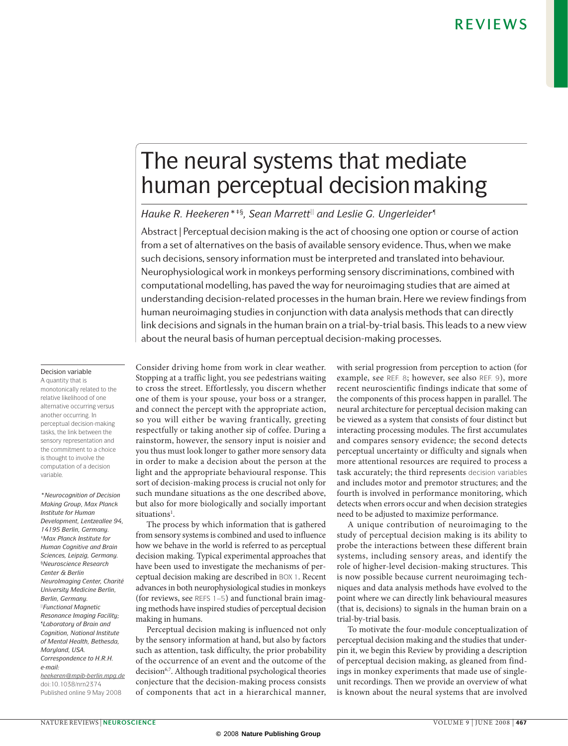# The neural systems that mediate human perceptual decision making

*Hauke R. Heekeren*[*‡§], *Sean Marrett*[||] *and Leslie G. Ungerleider*[¶]

Abstract | Perceptual decision making is the act of choosing one option or course of action from a set of alternatives on the basis of available sensory evidence. Thus, when we make such decisions, sensory information must be interpreted and translated into behaviour. Neurophysiological work in monkeys performing sensory discriminations, combined with computational modelling, has paved the way for neuroimaging studies that are aimed at understanding decision-related processes in the human brain. Here we review findings from human neuroimaging studies in conjunction with data analysis methods that can directly link decisions and signals in the human brain on a trial-by-trial basis. This leads to a new view about the neural basis of human perceptual decision-making processes.

Consider driving home from work in clear weather. Stopping at a traffic light, you see pedestrians waiting to cross the street. Effortlessly, you discern whether one of them is your spouse, your boss or a stranger, and connect the percept with the appropriate action, so you will either be waving frantically, greeting respectfully or taking another sip of coffee. During a rainstorm, however, the sensory input is noisier and you thus must look longer to gather more sensory data in order to make a decision about the person at the light and the appropriate behavioural response. This sort of decision-making process is crucial not only for such mundane situations as the one described above, but also for more biologically and socially important situations[1].

The process by which information that is gathered from sensory systems is combined and used to influence how we behave in the world is referred to as perceptual decision making. Typical experimental approaches that have been used to investigate the mechanisms of perceptual decision making are described in BOX 1. Recent advances in both neurophysiological studies in monkeys (for reviews, see REFS 1–5) and functional brain imaging methods have inspired studies of perceptual decision making in humans.

Perceptual decision making is influenced not only by the sensory information at hand, but also by factors such as attention, task difficulty, the prior probability of the occurrence of an event and the outcome of the decision[6,7]. Although traditional psychological theories conjecture that the decision-making process consists of components that act in a hierarchical manner, with serial progression from perception to action (for example, see REF. 8; however, see also REF. 9), more recent neuroscientific findings indicate that some of the components of this process happen in parallel. The neural architecture for perceptual decision making can be viewed as a system that consists of four distinct but interacting processing modules. The first accumulates and compares sensory evidence; the second detects perceptual uncertainty or difficulty and signals when more attentional resources are required to process a task accurately; the third represents decision variables and includes motor and premotor structures; and the fourth is involved in performance monitoring, which detects when errors occur and when decision strategies need to be adjusted to maximize performance.

A unique contribution of neuroimaging to the study of perceptual decision making is its ability to probe the interactions between these different brain systems, including sensory areas, and identify the role of higher-level decision-making structures. This is now possible because current neuroimaging techniques and data analysis methods have evolved to the point where we can directly link behavioural measures (that is, decisions) to signals in the human brain on a trial-by-trial basis.

To motivate the four-module conceptualization of perceptual decision making and the studies that underpin it, we begin this Review by providing a description of perceptual decision making, as gleaned from findings in monkey experiments that made use of single-unit recordings. Then we provide an overview of what is known about the neural systems that are involved

**Decision variable**
A quantity that is monotonically related to the relative likelihood of one alternative occurring versus another occurring. In perceptual decision-making tasks, the link between the sensory representation and the commitment to a choice is thought to involve the computation of a decision variable.

*Neurocognition of Decision Making Group, Max Planck Institute for Human Development, Lentzeallee 94, 14195 Berlin, Germany.
‡Max Planck Institute for Human Cognitive and Brain Sciences, Leipzig, Germany.
§Neuroscience Research Center & Berlin NeuroImaging Center, Charité University Medicine Berlin, Berlin, Germany.
||Functional Magnetic Resonance Imaging Facility;
¶Laboratory of Brain and Cognition, National Institute of Mental Health, Bethesda, Maryland, USA.
Correspondence to H.R.H.
e-mail: heekeren@mpib-berlin.mpg.de
doi:10.1038/nrn2374
Published online 9 May 2008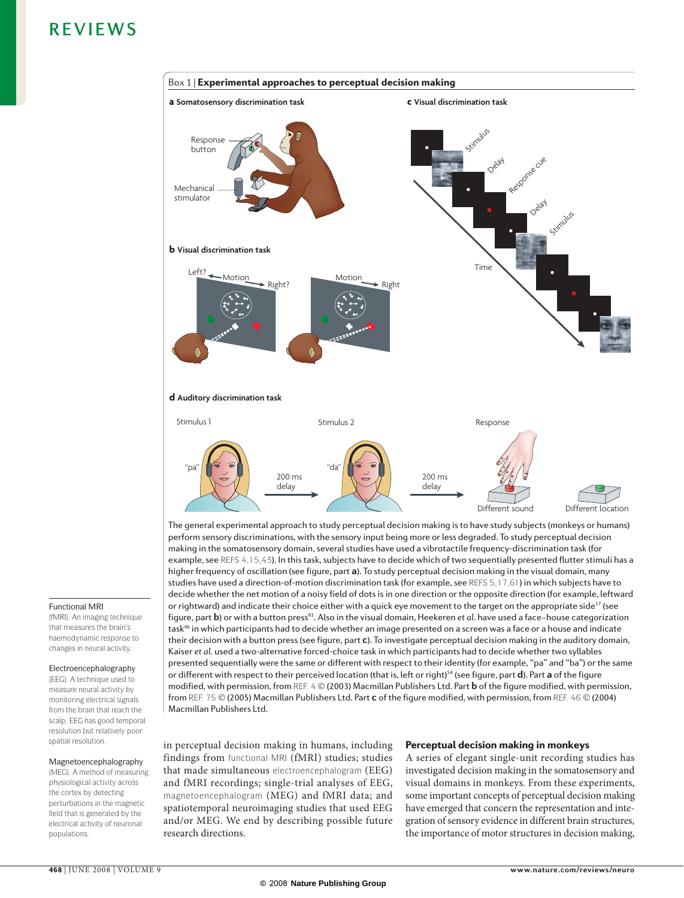### Box 1 | Experimental approaches to perfectual decision making

**a** Somatosensory discrimination task

Response button

Mechanical stimulator

**b** Visual discrimination task

Left? Motion Right?

Motion Right

**c** Visual discrimination task

Stimulus

Delay

Response cue

Delay

Stimulus

Time

**d** Auditory discrimination task

Stimulus 1

"pa"

200 ms delay

Stimulus 2

"da"

200 ms delay

Response

Different sound

Different location

The general experimental approach to study perceptual decision making is to have study subjects (monkeys or humans) perform sensory discriminations, with the sensory input being more or less degraded. To study perceptual decision making in the somatosensory domain, several studies have used a vibrotactile frequency-discrimination task (for example, see REFS 4,15,43). In this task, subjects have to decide which of two sequentially presented flutter stimuli has a higher frequency of oscillation (see figure, part **a**). To study perceptual decision making in the visual domain, many studies have used a direction-of-motion discrimination task (for example, see REFS 5,17,61) in which subjects have to decide whether the net motion of a noisy field of dots is in one direction or the opposite direction (for example, leftward or rightward) and indicate their choice either with a quick eye movement to the target on the appropriate side[17] (see figure, part **b**) or with a button press[61]. Also in the visual domain, Heekeren *et al.* have used a face–house categorization task[46] in which participants had to decide whether an image presented on a screen was a face or a house and indicate their decision with a button press (see figure, part **c**). To investigate perceptual decision making in the auditory domain, Kaiser *et al.* used a two-alternative forced-choice task in which participants had to decide whether two syllables presented sequentially were the same or different with respect to their identity (for example, "pa" and "ba") or the same or different with respect to their perceived location (that is, left or right)[54] (see figure, part **d**). Part **a** of the figure modified, with permission, from REF. 4 © (2003) Macmillan Publishers Ltd. Part **b** of the figure modified, with permission, from REF. 75 © (2005) Macmillan Publishers Ltd. Part **c** of the figure modified, with permission, from REF. 46 © (2004) Macmillan Publishers Ltd.

in perceptual decision making in humans, including findings from functional MRI (fMRI) studies; studies that made simultaneous electroencephalogram (EEG) and fMRI recordings; single-trial analyses of EEG, magnetoencephalogram (MEG) and fMRI data; and spatiotemporal neuroimaging studies that used EEG and/or MEG. We end by describing possible future research directions.

**Functional MRI**
(fMRI). An imaging technique that measures the brain's haemodynamic response to changes in neural activity.

**Electroencephalography**
(EEG). A technique used to measure neural activity by monitoring electrical signals from the brain that reach the scalp. EEG has good temporal resolution but relatively poor spatial resolution.

**Magnetoencephalography**
(MEG). A method of measuring physiological activity across the cortex by detecting perturbations in the magnetic field that is generated by the electrical activity of neuronal populations.

## Perceptual decision making in monkeys

A series of elegant single-unit recording studies has investigated decision making in the somatosensory and visual domains in monkeys. From these experiments, some important concepts of perceptual decision making have emerged that concern the representation and integration of sensory evidence in different brain structures, the importance of motor structures in decision making,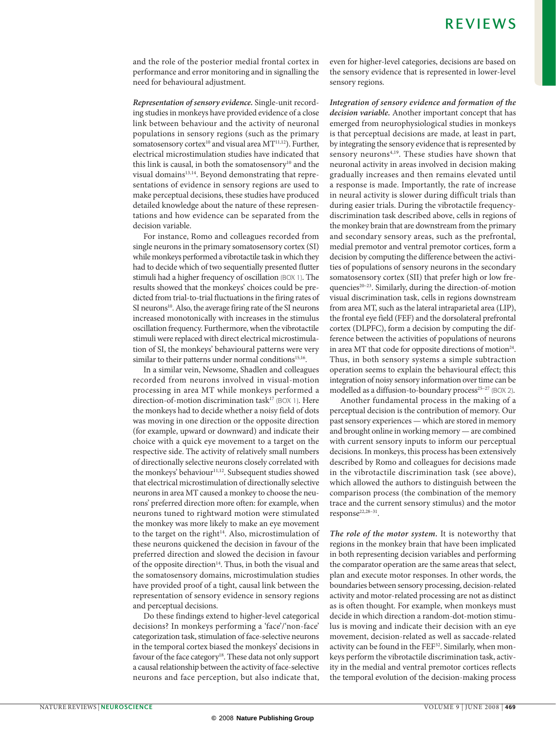and the role of the posterior medial frontal cortex in performance and error monitoring and in signalling the need for behavioural adjustment.

***Representation of sensory evidence.*** Single-unit recording studies in monkeys have provided evidence of a close link between behaviour and the activity of neuronal populations in sensory regions (such as the primary somatosensory cortex[10] and visual area MT[11,12]). Further, electrical microstimulation studies have indicated that this link is causal, in both the somatosensory[10] and the visual domains[13,14]. Beyond demonstrating that representations of evidence in sensory regions are used to make perceptual decisions, these studies have produced detailed knowledge about the nature of these representations and how evidence can be separated from the decision variable.

For instance, Romo and colleagues recorded from single neurons in the primary somatosensory cortex (SI) while monkeys performed a vibrotactile task in which they had to decide which of two sequentially presented flutter stimuli had a higher frequency of oscillation (BOX 1). The results showed that the monkeys' choices could be predicted from trial-to-trial fluctuations in the firing rates of SI neurons[10]. Also, the average firing rate of the SI neurons increased monotonically with increases in the stimulus oscillation frequency. Furthermore, when the vibrotactile stimuli were replaced with direct electrical microstimulation of SI, the monkeys' behavioural patterns were very similar to their patterns under normal conditions[15,16].

In a similar vein, Newsome, Shadlen and colleagues recorded from neurons involved in visual-motion processing in area MT while monkeys performed a direction-of-motion discrimination task[17] (BOX 1). Here the monkeys had to decide whether a noisy field of dots was moving in one direction or the opposite direction (for example, upward or downward) and indicate their choice with a quick eye movement to a target on the respective side. The activity of relatively small numbers of directionally selective neurons closely correlated with the monkeys' behaviour[11,12]. Subsequent studies showed that electrical microstimulation of directionally selective neurons in area MT caused a monkey to choose the neurons' preferred direction more often: for example, when neurons tuned to rightward motion were stimulated the monkey was more likely to make an eye movement to the target on the right[14]. Also, microstimulation of these neurons quickened the decision in favour of the preferred direction and slowed the decision in favour of the opposite direction[14]. Thus, in both the visual and the somatosensory domains, microstimulation studies have provided proof of a tight, causal link between the representation of sensory evidence in sensory regions and perceptual decisions.

Do these findings extend to higher-level categorical decisions? In monkeys performing a 'face'/'non-face' categorization task, stimulation of face-selective neurons in the temporal cortex biased the monkeys' decisions in favour of the face category[18]. These data not only support a causal relationship between the activity of face-selective neurons and face perception, but also indicate that, even for higher-level categories, decisions are based on the sensory evidence that is represented in lower-level sensory regions.

***Integration of sensory evidence and formation of the decision variable.*** Another important concept that has emerged from neurophysiological studies in monkeys is that perceptual decisions are made, at least in part, by integrating the sensory evidence that is represented by sensory neurons[4,19]. These studies have shown that neuronal activity in areas involved in decision making gradually increases and then remains elevated until a response is made. Importantly, the rate of increase in neural activity is slower during difficult trials than during easier trials. During the vibrotactile frequency-discrimination task described above, cells in regions of the monkey brain that are downstream from the primary and secondary sensory areas, such as the prefrontal, medial premotor and ventral premotor cortices, form a decision by computing the difference between the activities of populations of sensory neurons in the secondary somatosensory cortex (SII) that prefer high or low frequencies[20–23]. Similarly, during the direction-of-motion visual discrimination task, cells in regions downstream from area MT, such as the lateral intraparietal area (LIP), the frontal eye field (FEF) and the dorsolateral prefrontal cortex (DLPFC), form a decision by computing the difference between the activities of populations of neurons in area MT that code for opposite directions of motion[24]. Thus, in both sensory systems a simple subtraction operation seems to explain the behavioural effect; this integration of noisy sensory information over time can be modelled as a diffusion-to-boundary process[25–27] (BOX 2).

Another fundamental process in the making of a perceptual decision is the contribution of memory. Our past sensory experiences — which are stored in memory and brought online in working memory — are combined with current sensory inputs to inform our perceptual decisions. In monkeys, this process has been extensively described by Romo and colleagues for decisions made in the vibrotactile discrimination task (see above), which allowed the authors to distinguish between the comparison process (the combination of the memory trace and the current sensory stimulus) and the motor response[22,28–31].

***The role of the motor system.*** It is noteworthy that regions in the monkey brain that have been implicated in both representing decision variables and performing the comparator operation are the same areas that select, plan and execute motor responses. In other words, the boundaries between sensory processing, decision-related activity and motor-related processing are not as distinct as is often thought. For example, when monkeys must decide in which direction a random-dot-motion stimulus is moving and indicate their decision with an eye movement, decision-related as well as saccade-related activity can be found in the FEF[32]. Similarly, when monkeys perform the vibrotactile discrimination task, activity in the medial and ventral premotor cortices reflects the temporal evolution of the decision-making process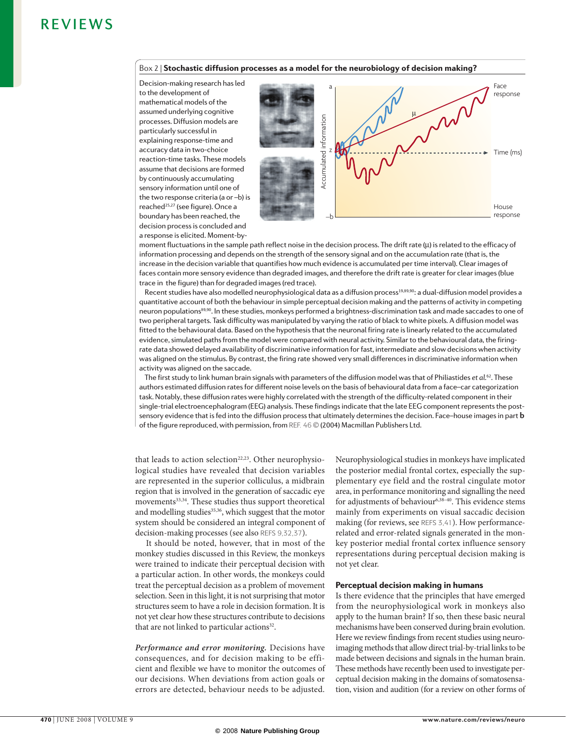## Box 2 | Stochastic diffusion processes as a model for the neurobiology of decision making?

Decision-making research has led to the development of mathematical models of the assumed underlying cognitive processes. Diffusion models are particularly successful in explaining response-time and accuracy data in two-choice reaction-time tasks. These models assume that decisions are formed by continuously accumulating sensory information until one of the two response criteria (a or –b) is reached[25,27] (see figure). Once a boundary has been reached, the decision process is concluded and a response is elicited. Moment-by-moment fluctuations in the sample path reflect noise in the decision process. The drift rate (μ) is related to the efficacy of information processing and depends on the strength of the sensory signal and on the accumulation rate (that is, the increase in the decision variable that quantifies how much evidence is accumulated per time interval). Clear images of faces contain more sensory evidence than degraded images, and therefore the drift rate is greater for clear images (blue trace in the figure) than for degraded images (red trace).

a

z

–b

Accumulated information

μ

Face response

Time (ms)

House response

Recent studies have also modelled neurophysiological data as a diffusion process[19,89,90]: a dual-diffusion model provides a quantitative account of both the behaviour in simple perceptual decision making and the patterns of activity in competing neuron populations[89,90]. In these studies, monkeys performed a brightness-discrimination task and made saccades to one of two peripheral targets. Task difficulty was manipulated by varying the ratio of black to white pixels. A diffusion model was fitted to the behavioural data. Based on the hypothesis that the neuronal firing rate is linearly related to the accumulated evidence, simulated paths from the model were compared with neural activity. Similar to the behavioural data, the firing-rate data showed delayed availability of discriminative information for fast, intermediate and slow decisions when activity was aligned on the stimulus. By contrast, the firing rate showed very small differences in discriminative information when activity was aligned on the saccade.

The first study to link human brain signals with parameters of the diffusion model was that of Philiastides *et al.*[62]. These authors estimated diffusion rates for different noise levels on the basis of behavioural data from a face–car categorization task. Notably, these diffusion rates were highly correlated with the strength of the difficulty-related component in their single-trial electroencephalogram (EEG) analysis. These findings indicate that the late EEG component represents the post-sensory evidence that is fed into the diffusion process that ultimately determines the decision. Face–house images in part **b** of the figure reproduced, with permission, from REF. 46 © (2004) Macmillan Publishers Ltd.

that leads to action selection[22,23]. Other neurophysiological studies have revealed that decision variables are represented in the superior colliculus, a midbrain region that is involved in the generation of saccadic eye movements[33,34]. These studies thus support theoretical and modelling studies[35,36], which suggest that the motor system should be considered an integral component of decision-making processes (see also REFS 9,32,37).

It should be noted, however, that in most of the monkey studies discussed in this Review, the monkeys were trained to indicate their perceptual decision with a particular action. In other words, the monkeys could treat the perceptual decision as a problem of movement selection. Seen in this light, it is not surprising that motor structures seem to have a role in decision formation. It is not yet clear how these structures contribute to decisions that are not linked to particular actions[32].

***Performance and error monitoring.*** Decisions have consequences, and for decision making to be efficient and flexible we have to monitor the outcomes of our decisions. When deviations from action goals or errors are detected, behaviour needs to be adjusted. Neurophysiological studies in monkeys have implicated the posterior medial frontal cortex, especially the supplementary eye field and the rostral cingulate motor area, in performance monitoring and signalling the need for adjustments of behaviour[6,38–40]. This evidence stems mainly from experiments on visual saccadic decision making (for reviews, see REFS 3,41). How performance-related and error-related signals generated in the monkey posterior medial frontal cortex influence sensory representations during perceptual decision making is not yet clear.

### Perceptual decision making in humans

Is there evidence that the principles that have emerged from the neurophysiological work in monkeys also apply to the human brain? If so, then these basic neural mechanisms have been conserved during brain evolution. Here we review findings from recent studies using neuroimaging methods that allow direct trial-by-trial links to be made between decisions and signals in the human brain. These methods have recently been used to investigate perceptual decision making in the domains of somatosensation, vision and audition (for a review on other forms of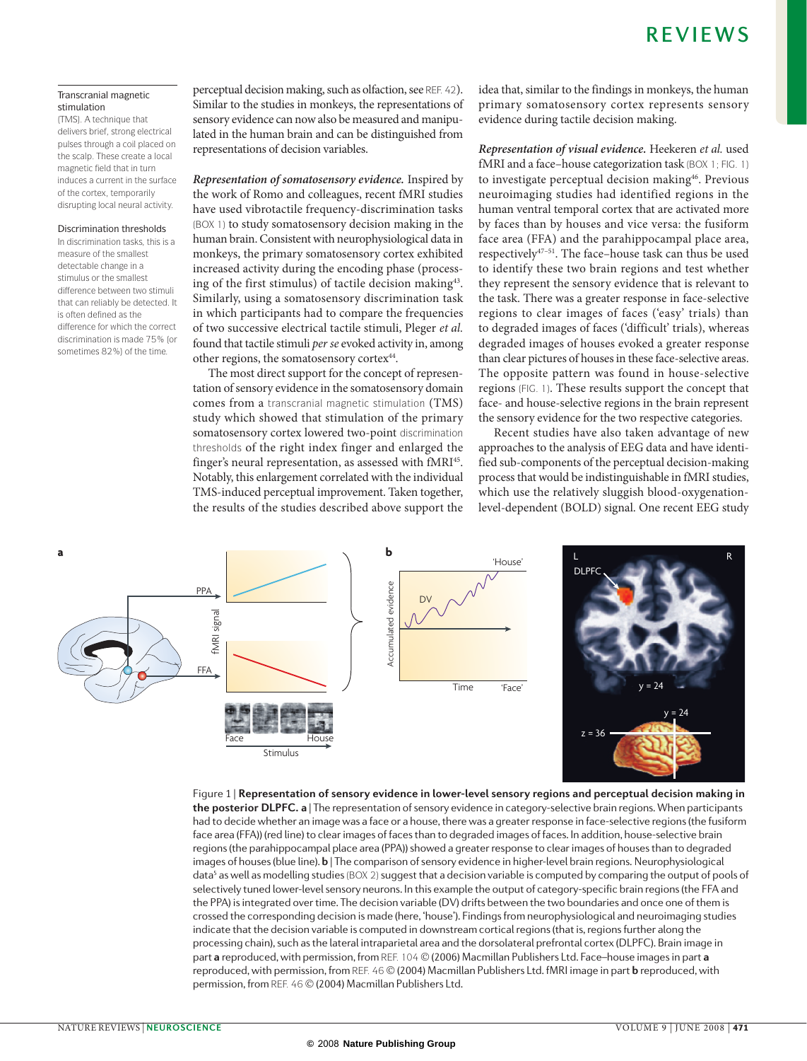**Transcranial magnetic stimulation**
(TMS). A technique that delivers brief, strong electrical pulses through a coil placed on the scalp. These create a local magnetic field that in turn induces a current in the surface of the cortex, temporarily disrupting local neural activity.

**Discrimination thresholds**
In discrimination tasks, this is a measure of the smallest detectable change in a stimulus or the smallest difference between two stimuli that can reliably be detected. It is often defined as the difference for which the correct discrimination is made 75% (or sometimes 82%) of the time.

perceptual decision making, such as olfaction, see REF. 42). Similar to the studies in monkeys, the representations of sensory evidence can now also be measured and manipulated in the human brain and can be distinguished from representations of decision variables.

***Representation of somatosensory evidence.*** Inspired by the work of Romo and colleagues, recent fMRI studies have used vibrotactile frequency-discrimination tasks (BOX 1) to study somatosensory decision making in the human brain. Consistent with neurophysiological data in monkeys, the primary somatosensory cortex exhibited increased activity during the encoding phase (processing of the first stimulus) of tactile decision making[43]. Similarly, using a somatosensory discrimination task in which participants had to compare the frequencies of two successive electrical tactile stimuli, Pleger *et al.* found that tactile stimuli *per se* evoked activity in, among other regions, the somatosensory cortex[44].

The most direct support for the concept of representation of sensory evidence in the somatosensory domain comes from a transcranial magnetic stimulation (TMS) study which showed that stimulation of the primary somatosensory cortex lowered two-point discrimination thresholds of the right index finger and enlarged the finger's neural representation, as assessed with fMRI[45]. Notably, this enlargement correlated with the individual TMS-induced perceptual improvement. Taken together, the results of the studies described above support the idea that, similar to the findings in monkeys, the human primary somatosensory cortex represents sensory evidence during tactile decision making.

***Representation of visual evidence.*** Heekeren *et al.* used fMRI and a face–house categorization task (BOX 1; FIG. 1) to investigate perceptual decision making[46]. Previous neuroimaging studies had identified regions in the human ventral temporal cortex that are activated more by faces than by houses and vice versa: the fusiform face area (FFA) and the parahippocampal place area, respectively[47–51]. The face–house task can thus be used to identify these two brain regions and test whether they represent the sensory evidence that is relevant to the task. There was a greater response in face-selective regions to clear images of faces ('easy' trials) than to degraded images of faces ('difficult' trials), whereas degraded images of houses evoked a greater response than clear pictures of houses in these face-selective areas. The opposite pattern was found in house-selective regions (FIG. 1). These results support the concept that face- and house-selective regions in the brain represent the sensory evidence for the two respective categories.

Recent studies have also taken advantage of new approaches to the analysis of EEG data and have identified sub-components of the perceptual decision-making process that would be indistinguishable in fMRI studies, which use the relatively sluggish blood-oxygenation-level-dependent (BOLD) signal. One recent EEG study

a
PPA
FFA
fMRI signal
Face
House
Stimulus

b
'House'
DV
Accumulated evidence
Time
'Face'
L
R
DLPFC
y = 24
y = 24
z = 36

Figure 1 | **Representation of sensory evidence in lower-level sensory regions and perceptual decision making in the posterior DLPFC. a** | The representation of sensory evidence in category-selective brain regions. When participants had to decide whether an image was a face or a house, there was a greater response in face-selective regions (the fusiform face area (FFA)) (red line) to clear images of faces than to degraded images of faces. In addition, house-selective brain regions (the parahippocampal place area (PPA)) showed a greater response to clear images of houses than to degraded images of houses (blue line). **b** | The comparison of sensory evidence in higher-level brain regions. Neurophysiological data[5] as well as modelling studies (BOX 2) suggest that a decision variable is computed by comparing the output of pools of selectively tuned lower-level sensory neurons. In this example the output of category-specific brain regions (the FFA and the PPA) is integrated over time. The decision variable (DV) drifts between the two boundaries and once one of them is crossed the corresponding decision is made (here, 'house'). Findings from neurophysiological and neuroimaging studies indicate that the decision variable is computed in downstream cortical regions (that is, regions further along the processing chain), such as the lateral intraparietal area and the dorsolateral prefrontal cortex (DLPFC). Brain image in part **a** reproduced, with permission, from REF. 104 © (2006) Macmillan Publishers Ltd. Face–house images in part **a** reproduced, with permission, from REF. 46 © (2004) Macmillan Publishers Ltd. fMRI image in part **b** reproduced, with permission, from REF. 46 © (2004) Macmillan Publishers Ltd.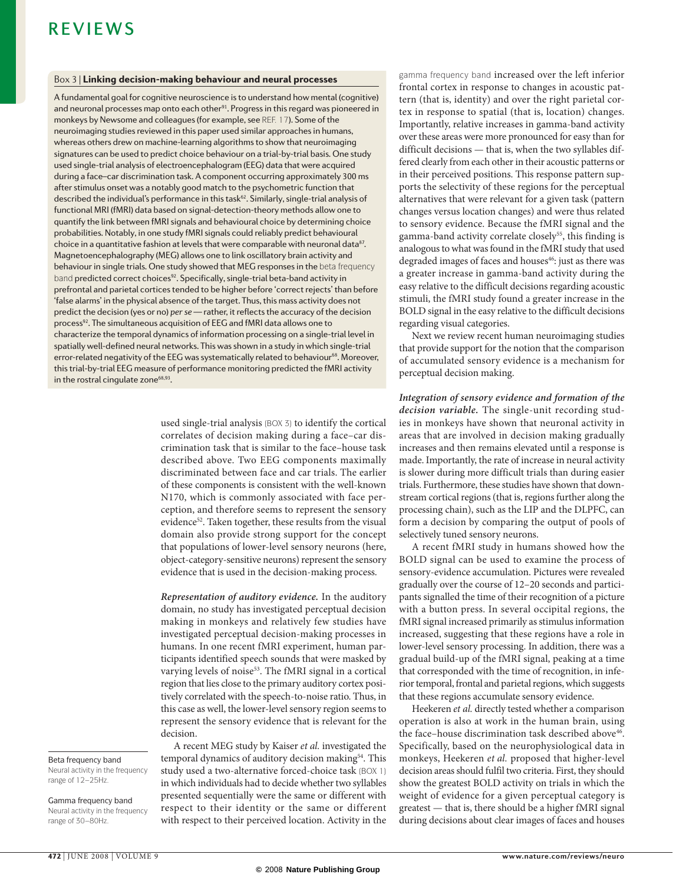### Box 3 | Linking decision-making behaviour and neural processes

A fundamental goal for cognitive neuroscience is to understand how mental (cognitive) and neuronal processes map onto each other[91]. Progress in this regard was pioneered in monkeys by Newsome and colleagues (for example, see REF. 17). Some of the neuroimaging studies reviewed in this paper used similar approaches in humans, whereas others drew on machine-learning algorithms to show that neuroimaging signatures can be used to predict choice behaviour on a trial-by-trial basis. One study used single-trial analysis of electroencephalogram (EEG) data that were acquired during a face–car discrimination task. A component occurring approximately 300 ms after stimulus onset was a notably good match to the psychometric function that described the individual's performance in this task[62]. Similarly, single-trial analysis of functional MRI (fMRI) data based on signal-detection-theory methods allow one to quantify the link between fMRI signals and behavioural choice by determining choice probabilities. Notably, in one study fMRI signals could reliably predict behavioural choice in a quantitative fashion at levels that were comparable with neuronal data[87]. Magnetoencephalography (MEG) allows one to link oscillatory brain activity and behaviour in single trials. One study showed that MEG responses in the beta frequency band predicted correct choices[92]. Specifically, single-trial beta-band activity in prefrontal and parietal cortices tended to be higher before 'correct rejects' than before 'false alarms' in the physical absence of the target. Thus, this mass activity does not predict the decision (yes or no) *per se* — rather, it reflects the accuracy of the decision process[92]. The simultaneous acquisition of EEG and fMRI data allows one to characterize the temporal dynamics of information processing on a single-trial level in spatially well-defined neural networks. This was shown in a study in which single-trial error-related negativity of the EEG was systematically related to behaviour[68]. Moreover, this trial-by-trial EEG measure of performance monitoring predicted the fMRI activity in the rostral cingulate zone[68,93].

used single-trial analysis (BOX 3) to identify the cortical correlates of decision making during a face–car discrimination task that is similar to the face–house task described above. Two EEG components maximally discriminated between face and car trials. The earlier of these components is consistent with the well-known N170, which is commonly associated with face perception, and therefore seems to represent the sensory evidence[52]. Taken together, these results from the visual domain also provide strong support for the concept that populations of lower-level sensory neurons (here, object-category-sensitive neurons) represent the sensory evidence that is used in the decision-making process.

***Representation of auditory evidence.*** In the auditory domain, no study has investigated perceptual decision making in monkeys and relatively few studies have investigated perceptual decision-making processes in humans. In one recent fMRI experiment, human participants identified speech sounds that were masked by varying levels of noise[53]. The fMRI signal in a cortical region that lies close to the primary auditory cortex positively correlated with the speech-to-noise ratio. Thus, in this case as well, the lower-level sensory region seems to represent the sensory evidence that is relevant for the decision.

A recent MEG study by Kaiser *et al.* investigated the temporal dynamics of auditory decision making[54]. This study used a two-alternative forced-choice task (BOX 1) in which individuals had to decide whether two syllables presented sequentially were the same or different with respect to their identity or the same or different with respect to their perceived location. Activity in the gamma frequency band increased over the left inferior frontal cortex in response to changes in acoustic pattern (that is, identity) and over the right parietal cortex in response to spatial (that is, location) changes. Importantly, relative increases in gamma-band activity over these areas were more pronounced for easy than for difficult decisions — that is, when the two syllables differed clearly from each other in their acoustic patterns or in their perceived positions. This response pattern supports the selectivity of these regions for the perceptual alternatives that were relevant for a given task (pattern changes versus location changes) and were thus related to sensory evidence. Because the fMRI signal and the gamma-band activity correlate closely[55], this finding is analogous to what was found in the fMRI study that used degraded images of faces and houses[46]: just as there was a greater increase in gamma-band activity during the easy relative to the difficult decisions regarding acoustic stimuli, the fMRI study found a greater increase in the BOLD signal in the easy relative to the difficult decisions regarding visual categories.

Next we review recent human neuroimaging studies that provide support for the notion that the comparison of accumulated sensory evidence is a mechanism for perceptual decision making.

***Integration of sensory evidence and formation of the decision variable.*** The single-unit recording studies in monkeys have shown that neuronal activity in areas that are involved in decision making gradually increases and then remains elevated until a response is made. Importantly, the rate of increase in neural activity is slower during more difficult trials than during easier trials. Furthermore, these studies have shown that downstream cortical regions (that is, regions further along the processing chain), such as the LIP and the DLPFC, can form a decision by comparing the output of pools of selectively tuned sensory neurons.

A recent fMRI study in humans showed how the BOLD signal can be used to examine the process of sensory-evidence accumulation. Pictures were revealed gradually over the course of 12–20 seconds and participants signalled the time of their recognition of a picture with a button press. In several occipital regions, the fMRI signal increased primarily as stimulus information increased, suggesting that these regions have a role in lower-level sensory processing. In addition, there was a gradual build-up of the fMRI signal, peaking at a time that corresponded with the time of recognition, in inferior temporal, frontal and parietal regions, which suggests that these regions accumulate sensory evidence.

Heekeren *et al.* directly tested whether a comparison operation is also at work in the human brain, using the face–house discrimination task described above[46]. Specifically, based on the neurophysiological data in monkeys, Heekeren *et al.* proposed that higher-level decision areas should fulfil two criteria. First, they should show the greatest BOLD activity on trials in which the weight of evidence for a given perceptual category is greatest — that is, there should be a higher fMRI signal during decisions about clear images of faces and houses

**Beta frequency band**
Neural activity in the frequency range of 12–25Hz.

**Gamma frequency band**
Neural activity in the frequency range of 30–80Hz.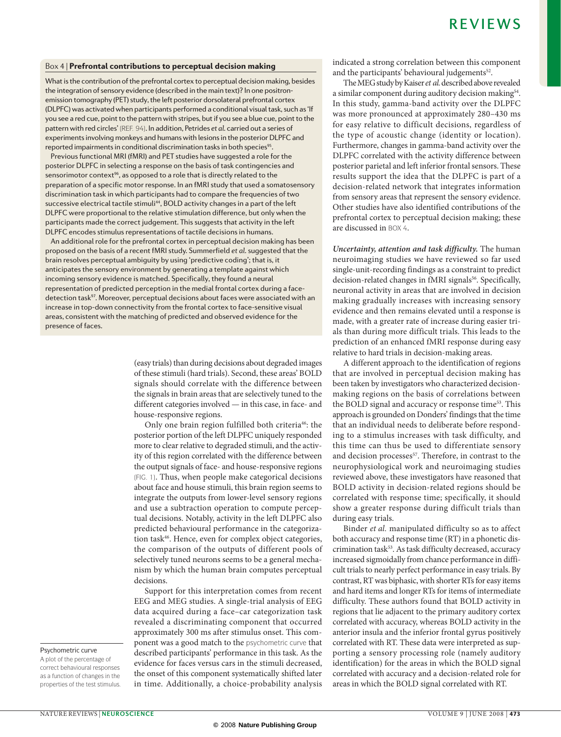### Box 4 | Prefrontal contributions to perceptual decision making

What is the contribution of the prefrontal cortex to perceptual decision making, besides the integration of sensory evidence (described in the main text)? In one positron-emission tomography (PET) study, the left posterior dorsolateral prefrontal cortex (DLPFC) was activated when participants performed a conditional visual task, such as 'If you see a red cue, point to the pattern with stripes, but if you see a blue cue, point to the pattern with red circles' (REF. 94). In addition, Petrides *et al.* carried out a series of experiments involving monkeys and humans with lesions in the posterior DLPFC and reported impairments in conditional discrimination tasks in both species[95].

Previous functional MRI (fMRI) and PET studies have suggested a role for the posterior DLPFC in selecting a response on the basis of task contingencies and sensorimotor context[96], as opposed to a role that is directly related to the preparation of a specific motor response. In an fMRI study that used a somatosensory discrimination task in which participants had to compare the frequencies of two successive electrical tactile stimuli[44], BOLD activity changes in a part of the left DLPFC were proportional to the relative stimulation difference, but only when the participants made the correct judgement. This suggests that activity in the left DLPFC encodes stimulus representations of tactile decisions in humans.

An additional role for the prefrontal cortex in perceptual decision making has been proposed on the basis of a recent fMRI study. Summerfield *et al.* suggested that the brain resolves perceptual ambiguity by using 'predictive coding'; that is, it anticipates the sensory environment by generating a template against which incoming sensory evidence is matched. Specifically, they found a neural representation of predicted perception in the medial frontal cortex during a face-detection task[97]. Moreover, perceptual decisions about faces were associated with an increase in top-down connectivity from the frontal cortex to face-sensitive visual areas, consistent with the matching of predicted and observed evidence for the presence of faces.

(easy trials) than during decisions about degraded images of these stimuli (hard trials). Second, these areas' BOLD signals should correlate with the difference between the signals in brain areas that are selectively tuned to the different categories involved — in this case, in face- and house-responsive regions.

Only one brain region fulfilled both criteria[46]: the posterior portion of the left DLPFC uniquely responded more to clear relative to degraded stimuli, and the activity of this region correlated with the difference between the output signals of face- and house-responsive regions (FIG. 1). Thus, when people make categorical decisions about face and house stimuli, this brain region seems to integrate the outputs from lower-level sensory regions and use a subtraction operation to compute perceptual decisions. Notably, activity in the left DLPFC also predicted behavioural performance in the categorization task[46]. Hence, even for complex object categories, the comparison of the outputs of different pools of selectively tuned neurons seems to be a general mechanism by which the human brain computes perceptual decisions.

Support for this interpretation comes from recent EEG and MEG studies. A single-trial analysis of EEG data acquired during a face–car categorization task revealed a discriminating component that occurred approximately 300 ms after stimulus onset. This component was a good match to the psychometric curve that described participants' performance in this task. As the evidence for faces versus cars in the stimuli decreased, the onset of this component systematically shifted later in time. Additionally, a choice-probability analysis indicated a strong correlation between this component and the participants' behavioural judgements[52].

The MEG study by Kaiser *et al.* described above revealed a similar component during auditory decision making[54]. In this study, gamma-band activity over the DLPFC was more pronounced at approximately 280–430 ms for easy relative to difficult decisions, regardless of the type of acoustic change (identity or location). Furthermore, changes in gamma-band activity over the DLPFC correlated with the activity difference between posterior parietal and left inferior frontal sensors. These results support the idea that the DLPFC is part of a decision-related network that integrates information from sensory areas that represent the sensory evidence. Other studies have also identified contributions of the prefrontal cortex to perceptual decision making; these are discussed in BOX 4.

**Psychometric curve**
A plot of the percentage of correct behavioural responses as a function of changes in the properties of the test stimulus.

***Uncertainty, attention and task difficulty.*** The human neuroimaging studies we have reviewed so far used single-unit-recording findings as a constraint to predict decision-related changes in fMRI signals[56]. Specifically, neuronal activity in areas that are involved in decision making gradually increases with increasing sensory evidence and then remains elevated until a response is made, with a greater rate of increase during easier trials than during more difficult trials. This leads to the prediction of an enhanced fMRI response during easy relative to hard trials in decision-making areas.

A different approach to the identification of regions that are involved in perceptual decision making has been taken by investigators who characterized decision-making regions on the basis of correlations between the BOLD signal and accuracy or response time[53]. This approach is grounded on Donders' findings that the time that an individual needs to deliberate before responding to a stimulus increases with task difficulty, and this time can thus be used to differentiate sensory and decision processes[57]. Therefore, in contrast to the neurophysiological work and neuroimaging studies reviewed above, these investigators have reasoned that BOLD activity in decision-related regions should be correlated with response time; specifically, it should show a greater response during difficult trials than during easy trials.

Binder *et al.* manipulated difficulty so as to affect both accuracy and response time (RT) in a phonetic discrimination task[53]. As task difficulty decreased, accuracy increased sigmoidally from chance performance in difficult trials to nearly perfect performance in easy trials. By contrast, RT was biphasic, with shorter RTs for easy items and hard items and longer RTs for items of intermediate difficulty. These authors found that BOLD activity in regions that lie adjacent to the primary auditory cortex correlated with accuracy, whereas BOLD activity in the anterior insula and the inferior frontal gyrus positively correlated with RT. These data were interpreted as supporting a sensory processing role (namely auditory identification) for the areas in which the BOLD signal correlated with accuracy and a decision-related role for areas in which the BOLD signal correlated with RT.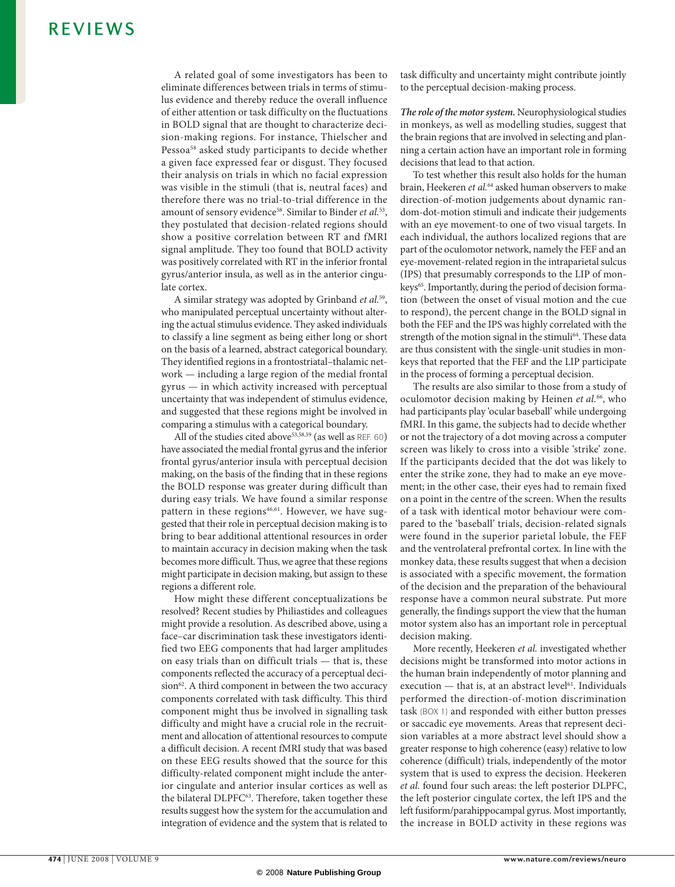A related goal of some investigators has been to eliminate differences between trials in terms of stimulus evidence and thereby reduce the overall influence of either attention or task difficulty on the fluctuations in BOLD signal that are thought to characterize decision-making regions. For instance, Thielscher and Pessoa[58] asked study participants to decide whether a given face expressed fear or disgust. They focused their analysis on trials in which no facial expression was visible in the stimuli (that is, neutral faces) and therefore there was no trial-to-trial difference in the amount of sensory evidence[58]. Similar to Binder *et al.*[53], they postulated that decision-related regions should show a positive correlation between RT and fMRI signal amplitude. They too found that BOLD activity was positively correlated with RT in the inferior frontal gyrus/anterior insula, as well as in the anterior cingulate cortex.

A similar strategy was adopted by Grinband *et al.*[59], who manipulated perceptual uncertainty without altering the actual stimulus evidence. They asked individuals to classify a line segment as being either long or short on the basis of a learned, abstract categorical boundary. They identified regions in a frontostriatal–thalamic network — including a large region of the medial frontal gyrus — in which activity increased with perceptual uncertainty that was independent of stimulus evidence, and suggested that these regions might be involved in comparing a stimulus with a categorical boundary.

All of the studies cited above[53,58,59] (as well as REF. 60) have associated the medial frontal gyrus and the inferior frontal gyrus/anterior insula with perceptual decision making, on the basis of the finding that in these regions the BOLD response was greater during difficult than during easy trials. We have found a similar response pattern in these regions[46,61]. However, we have suggested that their role in perceptual decision making is to bring to bear additional attentional resources in order to maintain accuracy in decision making when the task becomes more difficult. Thus, we agree that these regions might participate in decision making, but assign to these regions a different role.

How might these different conceptualizations be resolved? Recent studies by Philiastides and colleagues might provide a resolution. As described above, using a face–car discrimination task these investigators identified two EEG components that had larger amplitudes on easy trials than on difficult trials — that is, these components reflected the accuracy of a perceptual decision[62]. A third component in between the two accuracy components correlated with task difficulty. This third component might thus be involved in signalling task difficulty and might have a crucial role in the recruitment and allocation of attentional resources to compute a difficult decision. A recent fMRI study that was based on these EEG results showed that the source for this difficulty-related component might include the anterior cingulate and anterior insular cortices as well as the bilateral DLPFC[63]. Therefore, taken together these results suggest how the system for the accumulation and integration of evidence and the system that is related to task difficulty and uncertainty might contribute jointly to the perceptual decision-making process.

***The role of the motor system.*** Neurophysiological studies in monkeys, as well as modelling studies, suggest that the brain regions that are involved in selecting and planning a certain action have an important role in forming decisions that lead to that action.

To test whether this result also holds for the human brain, Heekeren *et al.*[64] asked human observers to make direction-of-motion judgements about dynamic random-dot-motion stimuli and indicate their judgements with an eye movement-to one of two visual targets. In each individual, the authors localized regions that are part of the oculomotor network, namely the FEF and an eye-movement-related region in the intraparietal sulcus (IPS) that presumably corresponds to the LIP of monkeys[65]. Importantly, during the period of decision formation (between the onset of visual motion and the cue to respond), the percent change in the BOLD signal in both the FEF and the IPS was highly correlated with the strength of the motion signal in the stimuli[64]. These data are thus consistent with the single-unit studies in monkeys that reported that the FEF and the LIP participate in the process of forming a perceptual decision.

The results are also similar to those from a study of oculomotor decision making by Heinen *et al.*[66], who had participants play 'ocular baseball' while undergoing fMRI. In this game, the subjects had to decide whether or not the trajectory of a dot moving across a computer screen was likely to cross into a visible 'strike' zone. If the participants decided that the dot was likely to enter the strike zone, they had to make an eye movement; in the other case, their eyes had to remain fixed on a point in the centre of the screen. When the results of a task with identical motor behaviour were compared to the 'baseball' trials, decision-related signals were found in the superior parietal lobule, the FEF and the ventrolateral prefrontal cortex. In line with the monkey data, these results suggest that when a decision is associated with a specific movement, the formation of the decision and the preparation of the behavioural response have a common neural substrate. Put more generally, the findings support the view that the human motor system also has an important role in perceptual decision making.

More recently, Heekeren *et al.* investigated whether decisions might be transformed into motor actions in the human brain independently of motor planning and execution — that is, at an abstract level[61]. Individuals performed the direction-of-motion discrimination task (BOX 1) and responded with either button presses or saccadic eye movements. Areas that represent decision variables at a more abstract level should show a greater response to high coherence (easy) relative to low coherence (difficult) trials, independently of the motor system that is used to express the decision. Heekeren *et al.* found four such areas: the left posterior DLPFC, the left posterior cingulate cortex, the left IPS and the left fusiform/parahippocampal gyrus. Most importantly, the increase in BOLD activity in these regions was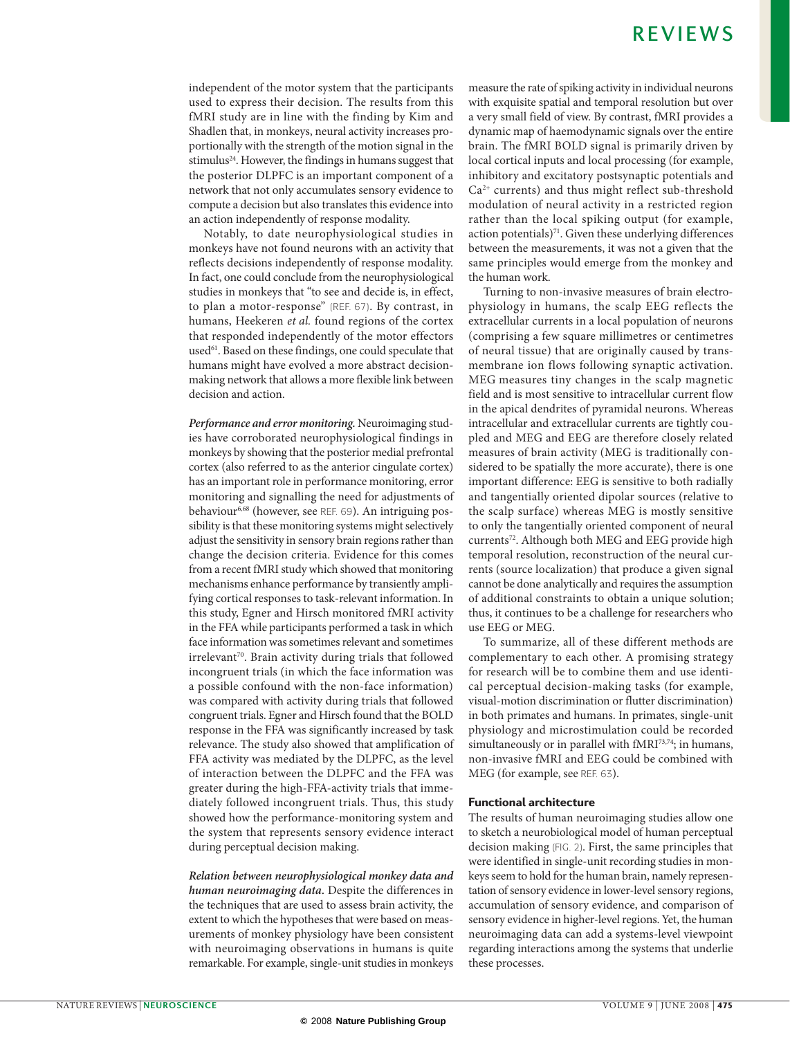independent of the motor system that the participants used to express their decision. The results from this fMRI study are in line with the finding by Kim and Shadlen that, in monkeys, neural activity increases proportionally with the strength of the motion signal in the stimulus[24]. However, the findings in humans suggest that the posterior DLPFC is an important component of a network that not only accumulates sensory evidence to compute a decision but also translates this evidence into an action independently of response modality.

Notably, to date neurophysiological studies in monkeys have not found neurons with an activity that reflects decisions independently of response modality. In fact, one could conclude from the neurophysiological studies in monkeys that "to see and decide is, in effect, to plan a motor-response" (REF. 67). By contrast, in humans, Heekeren *et al.* found regions of the cortex that responded independently of the motor effectors used[61]. Based on these findings, one could speculate that humans might have evolved a more abstract decision-making network that allows a more flexible link between decision and action.

***Performance and error monitoring.*** Neuroimaging studies have corroborated neurophysiological findings in monkeys by showing that the posterior medial prefrontal cortex (also referred to as the anterior cingulate cortex) has an important role in performance monitoring, error monitoring and signalling the need for adjustments of behaviour[6,68] (however, see REF. 69). An intriguing possibility is that these monitoring systems might selectively adjust the sensitivity in sensory brain regions rather than change the decision criteria. Evidence for this comes from a recent fMRI study which showed that monitoring mechanisms enhance performance by transiently amplifying cortical responses to task-relevant information. In this study, Egner and Hirsch monitored fMRI activity in the FFA while participants performed a task in which face information was sometimes relevant and sometimes irrelevant[70]. Brain activity during trials that followed incongruent trials (in which the face information was a possible confound with the non-face information) was compared with activity during trials that followed congruent trials. Egner and Hirsch found that the BOLD response in the FFA was significantly increased by task relevance. The study also showed that amplification of FFA activity was mediated by the DLPFC, as the level of interaction between the DLPFC and the FFA was greater during the high-FFA-activity trials that immediately followed incongruent trials. Thus, this study showed how the performance-monitoring system and the system that represents sensory evidence interact during perceptual decision making.

***Relation between neurophysiological monkey data and human neuroimaging data.*** Despite the differences in the techniques that are used to assess brain activity, the extent to which the hypotheses that were based on measurements of monkey physiology have been consistent with neuroimaging observations in humans is quite remarkable. For example, single-unit studies in monkeys measure the rate of spiking activity in individual neurons with exquisite spatial and temporal resolution but over a very small field of view. By contrast, fMRI provides a dynamic map of haemodynamic signals over the entire brain. The fMRI BOLD signal is primarily driven by local cortical inputs and local processing (for example, inhibitory and excitatory postsynaptic potentials and $Ca^{2+}$ currents) and thus might reflect sub-threshold modulation of neural activity in a restricted region rather than the local spiking output (for example, action potentials)[71]. Given these underlying differences between the measurements, it was not a given that the same principles would emerge from the monkey and the human work.

Turning to non-invasive measures of brain electrophysiology in humans, the scalp EEG reflects the extracellular currents in a local population of neurons (comprising a few square millimetres or centimetres of neural tissue) that are originally caused by transmembrane ion flows following synaptic activation. MEG measures tiny changes in the scalp magnetic field and is most sensitive to intracellular current flow in the apical dendrites of pyramidal neurons. Whereas intracellular and extracellular currents are tightly coupled and MEG and EEG are therefore closely related measures of brain activity (MEG is traditionally considered to be spatially the more accurate), there is one important difference: EEG is sensitive to both radially and tangentially oriented dipolar sources (relative to the scalp surface) whereas MEG is mostly sensitive to only the tangentially oriented component of neural currents[72]. Although both MEG and EEG provide high temporal resolution, reconstruction of the neural currents (source localization) that produce a given signal cannot be done analytically and requires the assumption of additional constraints to obtain a unique solution; thus, it continues to be a challenge for researchers who use EEG or MEG.

To summarize, all of these different methods are complementary to each other. A promising strategy for research will be to combine them and use identical perceptual decision-making tasks (for example, visual-motion discrimination or flutter discrimination) in both primates and humans. In primates, single-unit physiology and microstimulation could be recorded simultaneously or in parallel with fMRI[73,74]; in humans, non-invasive fMRI and EEG could be combined with MEG (for example, see REF. 63).

## Functional architecture

The results of human neuroimaging studies allow one to sketch a neurobiological model of human perceptual decision making (FIG. 2). First, the same principles that were identified in single-unit recording studies in monkeys seem to hold for the human brain, namely representation of sensory evidence in lower-level sensory regions, accumulation of sensory evidence, and comparison of sensory evidence in higher-level regions. Yet, the human neuroimaging data can add a systems-level viewpoint regarding interactions among the systems that underlie these processes.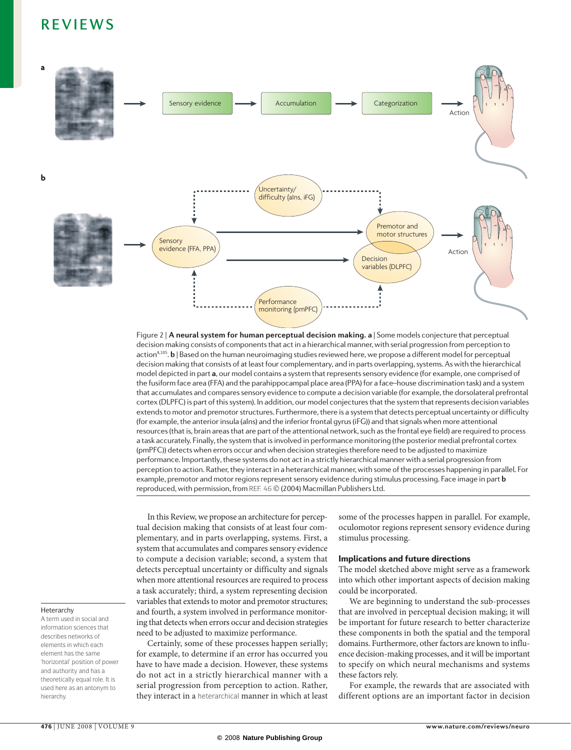**a**

Sensory evidence

Accumulation

Categorization

Action

**b**

Uncertainty/ difficulty (aIns, iFG)

Sensory evidence (FFA, PPA)

Premotor and motor structures

Decision variables (DLPFC)

Performance monitoring (pmPFC)

Action

Figure 2 | **A neural system for human perceptual decision making. a** | Some models conjecture that perceptual decision making consists of components that act in a hierarchical manner, with serial progression from perception to action[8,105]. **b** | Based on the human neuroimaging studies reviewed here, we propose a different model for perceptual decision making that consists of at least four complementary, and in parts overlapping, systems. As with the hierarchical model depicted in part **a**, our model contains a system that represents sensory evidence (for example, one comprised of the fusiform face area (FFA) and the parahippocampal place area (PPA) for a face–house discrimination task) and a system that accumulates and compares sensory evidence to compute a decision variable (for example, the dorsolateral prefrontal cortex (DLPFC) is part of this system). In addition, our model conjectures that the system that represents decision variables extends to motor and premotor structures. Furthermore, there is a system that detects perceptual uncertainty or difficulty (for example, the anterior insula (aIns) and the inferior frontal gyrus (iFG)) and that signals when more attentional resources (that is, brain areas that are part of the attentional network, such as the frontal eye field) are required to process a task accurately. Finally, the system that is involved in performance monitoring (the posterior medial prefrontal cortex (pmPFC)) detects when errors occur and when decision strategies therefore need to be adjusted to maximize performance. Importantly, these systems do not act in a strictly hierarchical manner with a serial progression from perception to action. Rather, they interact in a heterarchical manner, with some of the processes happening in parallel. For example, premotor and motor regions represent sensory evidence during stimulus processing. Face image in part **b** reproduced, with permission, from REF. 46 © (2004) Macmillan Publishers Ltd.

In this Review, we propose an architecture for perceptual decision making that consists of at least four complementary, and in parts overlapping, systems. First, a system that accumulates and compares sensory evidence to compute a decision variable; second, a system that detects perceptual uncertainty or difficulty and signals when more attentional resources are required to process a task accurately; third, a system representing decision variables that extends to motor and premotor structures; and fourth, a system involved in performance monitoring that detects when errors occur and decision strategies need to be adjusted to maximize performance.

Certainly, some of these processes happen serially; for example, to determine if an error has occurred you have to have made a decision. However, these systems do not act in a strictly hierarchical manner with a serial progression from perception to action. Rather, they interact in a heterarchical manner in which at least some of the processes happen in parallel. For example, oculomotor regions represent sensory evidence during stimulus processing.

**Heterarchy**
A term used in social and information sciences that describes networks of elements in which each element has the same 'horizontal' position of power and authority and has a theoretically equal role. It is used here as an antonym to hierarchy.

## Implications and future directions

The model sketched above might serve as a framework into which other important aspects of decision making could be incorporated.

We are beginning to understand the sub-processes that are involved in perceptual decision making; it will be important for future research to better characterize these components in both the spatial and the temporal domains. Furthermore, other factors are known to influence decision-making processes, and it will be important to specify on which neural mechanisms and systems these factors rely.

For example, the rewards that are associated with different options are an important factor in decision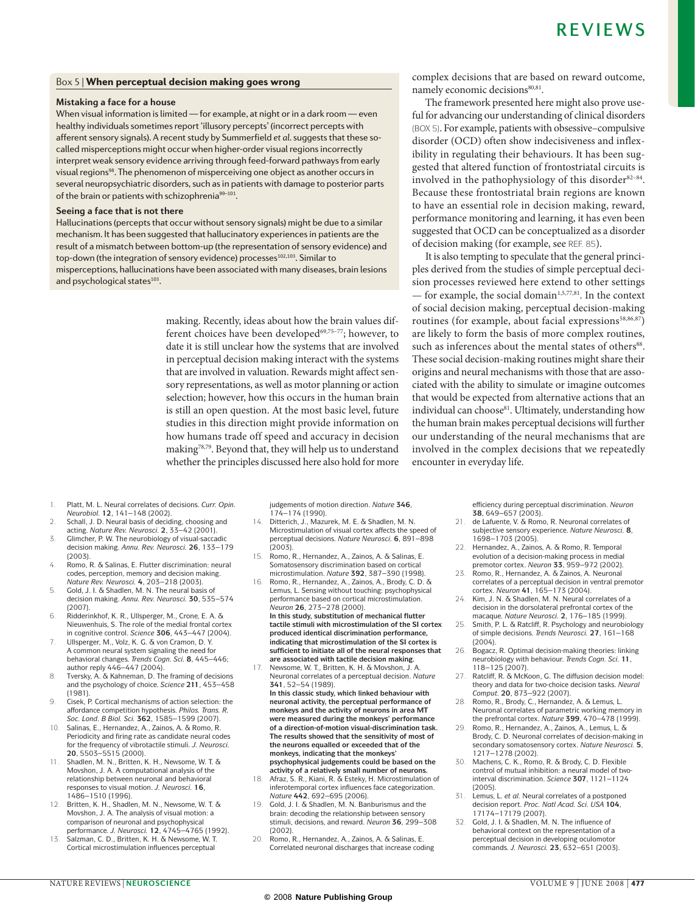## Box 5 | When perceptual decision making goes wrong

### Mistaking a face for a house

When visual information is limited — for example, at night or in a dark room — even healthy individuals sometimes report 'illusory percepts' (incorrect percepts with afferent sensory signals). A recent study by Summerfield *et al.* suggests that these so-called misperceptions might occur when higher-order visual regions incorrectly interpret weak sensory evidence arriving through feed-forward pathways from early visual regions[98]. The phenomenon of misperceiving one object as another occurs in several neuropsychiatric disorders, such as in patients with damage to posterior parts of the brain or patients with schizophrenia[99–101].

### Seeing a face that is not there

Hallucinations (percepts that occur without sensory signals) might be due to a similar mechanism. It has been suggested that hallucinatory experiences in patients are the result of a mismatch between bottom-up (the representation of sensory evidence) and top-down (the integration of sensory evidence) processes[102,103]. Similar to misperceptions, hallucinations have been associated with many diseases, brain lesions and psychological states[103].

making. Recently, ideas about how the brain values different choices have been developed[69,75–77]; however, to date it is still unclear how the systems that are involved in perceptual decision making interact with the systems that are involved in valuation. Rewards might affect sensory representations, as well as motor planning or action selection; however, how this occurs in the human brain is still an open question. At the most basic level, future studies in this direction might provide information on how humans trade off speed and accuracy in decision making[78,79]. Beyond that, they will help us to understand whether the principles discussed here also hold for more complex decisions that are based on reward outcome, namely economic decisions[80,81].

The framework presented here might also prove useful for advancing our understanding of clinical disorders (BOX 5). For example, patients with obsessive–compulsive disorder (OCD) often show indecisiveness and inflexibility in regulating their behaviours. It has been suggested that altered function of frontostriatal circuits is involved in the pathophysiology of this disorder[82–84]. Because these frontostriatal brain regions are known to have an essential role in decision making, reward, performance monitoring and learning, it has even been suggested that OCD can be conceptualized as a disorder of decision making (for example, see REF. 85).

It is also tempting to speculate that the general principles derived from the studies of simple perceptual decision processes reviewed here extend to other settings — for example, the social domain[1,5,77,81]. In the context of social decision making, perceptual decision-making routines (for example, about facial expressions[58,86,87]) are likely to form the basis of more complex routines, such as inferences about the mental states of others[88]. These social decision-making routines might share their origins and neural mechanisms with those that are associated with the ability to simulate or imagine outcomes that would be expected from alternative actions that an individual can choose[81]. Ultimately, understanding how the human brain makes perceptual decisions will further our understanding of the neural mechanisms that are involved in the complex decisions that we repeatedly encounter in everyday life.

1. Platt, M. L. Neural correlates of decisions. *Curr. Opin. Neurobiol.* **12**, 141–148 (2002).
2. Schall, J. D. Neural basis of deciding, choosing and acting. *Nature Rev. Neurosci.* **2**, 33–42 (2001).
3. Glimcher, P. W. The neurobiology of visual-saccadic decision making. *Annu. Rev. Neurosci.* **26**, 133–179 (2003).
4. Romo, R. & Salinas, E. Flutter discrimination: neural codes, perception, memory and decision making. *Nature Rev. Neurosci.* **4**, 203–218 (2003).
5. Gold, J. I. & Shadlen, M. N. The neural basis of decision making. *Annu. Rev. Neurosci.* **30**, 535–574 (2007).
6. Ridderinkhof, K. R., Ullsperger, M., Crone, E. A. & Nieuwenhuis, S. The role of the medial frontal cortex in cognitive control. *Science* **306**, 443–447 (2004).
7. Ullsperger, M., Volz, K. G. & von Cramon, D. Y. A common neural system signaling the need for behavioral changes. *Trends Cogn. Sci.* **8**, 445–446; author reply 446–447 (2004).
8. Tversky, A. & Kahneman, D. The framing of decisions and the psychology of choice. *Science* **211**, 453–458 (1981).
9. Cisek, P. Cortical mechanisms of action selection: the affordance competition hypothesis. *Philos. Trans. R. Soc. Lond. B Biol. Sci.* **362**, 1585–1599 (2007).
10. Salinas, E., Hernandez, A., Zainos, A. & Romo, R. Periodicity and firing rate as candidate neural codes for the frequency of vibrotactile stimuli. *J. Neurosci.* **20**, 5503–5515 (2000).
11. Shadlen, M. N., Britten, K. H., Newsome, W. T. & Movshon, J. A. A computational analysis of the relationship between neuronal and behavioral responses to visual motion. *J. Neurosci.* **16**, 1486–1510 (1996).
12. Britten, K. H., Shadlen, M. N., Newsome, W. T. & Movshon, J. A. The analysis of visual motion: a comparison of neuronal and psychophysical performance. *J. Neurosci.* **12**, 4745–4765 (1992).
13. Salzman, C. D., Britten, K. H. & Newsome, W. T. Cortical microstimulation influences perceptual judgements of motion direction. *Nature* **346**, 174–174 (1990).
14. Ditterich, J., Mazurek, M. E. & Shadlen, M. N. Microstimulation of visual cortex affects the speed of perceptual decisions. *Nature Neurosci.* **6**, 891–898 (2003).
15. Romo, R., Hernandez, A., Zainos, A. & Salinas, E. Somatosensory discrimination based on cortical microstimulation. *Nature* **392**, 387–390 (1998).
16. Romo, R., Hernandez, A., Zainos, A., Brody, C. D. & Lemus, L. Sensing without touching: psychophysical performance based on cortical microstimulation. *Neuron* **26**, 273–278 (2000).
**In this study, substitution of mechanical flutter tactile stimuli with microstimulation of the SI cortex produced identical discrimination performance, indicating that microstimulation of the SI cortex is sufficient to initiate all of the neural responses that are associated with tactile decision making.**
17. Newsome, W. T., Britten, K. H. & Movshon, J. A. Neuronal correlates of a perceptual decision. *Nature* **341**, 52–54 (1989).
**In this classic study, which linked behaviour with neuronal activity, the perceptual performance of monkeys and the activity of neurons in area MT were measured during the monkeys' performance of a direction-of-motion visual-discrimination task. The results showed that the sensitivity of most of the neurons equalled or exceeded that of the monkeys, indicating that the monkeys' psychophysical judgements could be based on the activity of a relatively small number of neurons.**
18. Afraz, S. R., Kiani, R. & Esteky, H. Microstimulation of inferotemporal cortex influences face categorization. *Nature* **442**, 692–695 (2006).
19. Gold, J. I. & Shadlen, M. N. Banburismus and the brain: decoding the relationship between sensory stimuli, decisions, and reward. *Neuron* **36**, 299–308 (2002).
20. Romo, R., Hernandez, A., Zainos, A. & Salinas, E. Correlated neuronal discharges that increase coding efficiency during perceptual discrimination. *Neuron* **38**, 649–657 (2003).
21. de Lafuente, V. & Romo, R. Neuronal correlates of subjective sensory experience. *Nature Neurosci.* **8**, 1698–1703 (2005).
22. Hernandez, A., Zainos, A. & Romo, R. Temporal evolution of a decision-making process in medial premotor cortex. *Neuron* **33**, 959–972 (2002).
23. Romo, R., Hernandez, A. & Zainos, A. Neuronal correlates of a perceptual decision in ventral premotor cortex. *Neuron* **41**, 165–173 (2004).
24. Kim, J. N. & Shadlen, M. N. Neural correlates of a decision in the dorsolateral prefrontal cortex of the macaque. *Nature Neurosci.* **2**, 176–185 (1999).
25. Smith, P. L. & Ratcliff, R. Psychology and neurobiology of simple decisions. *Trends Neurosci.* **27**, 161–168 (2004).
26. Bogacz, R. Optimal decision-making theories: linking neurobiology with behaviour. *Trends Cogn. Sci.* **11**, 118–125 (2007).
27. Ratcliff, R. & McKoon, G. The diffusion decision model: theory and data for two-choice decision tasks. *Neural Comput.* **20**, 873–922 (2007).
28. Romo, R., Brody, C., Hernandez, A. & Lemus, L. Neuronal correlates of parametric working memory in the prefrontal cortex. *Nature* **399**, 470–478 (1999).
29. Romo, R., Hernandez, A., Zainos, A., Lemus, L. & Brody, C. D. Neuronal correlates of decision-making in secondary somatosensory cortex. *Nature Neurosci.* **5**, 1217–1278 (2002).
30. Machens, C. K., Romo, R. & Brody, C. D. Flexible control of mutual inhibition: a neural model of two-interval discrimination. *Science* **307**, 1121–1124 (2005).
31. Lemus, L. *et al.* Neural correlates of a postponed decision report. *Proc. Natl Acad. Sci. USA* **104**, 17174–17179 (2007).
32. Gold, J. I. & Shadlen, M. N. The influence of behavioral context on the representation of a perceptual decision in developing oculomotor commands. *J. Neurosci.* **23**, 632–651 (2003).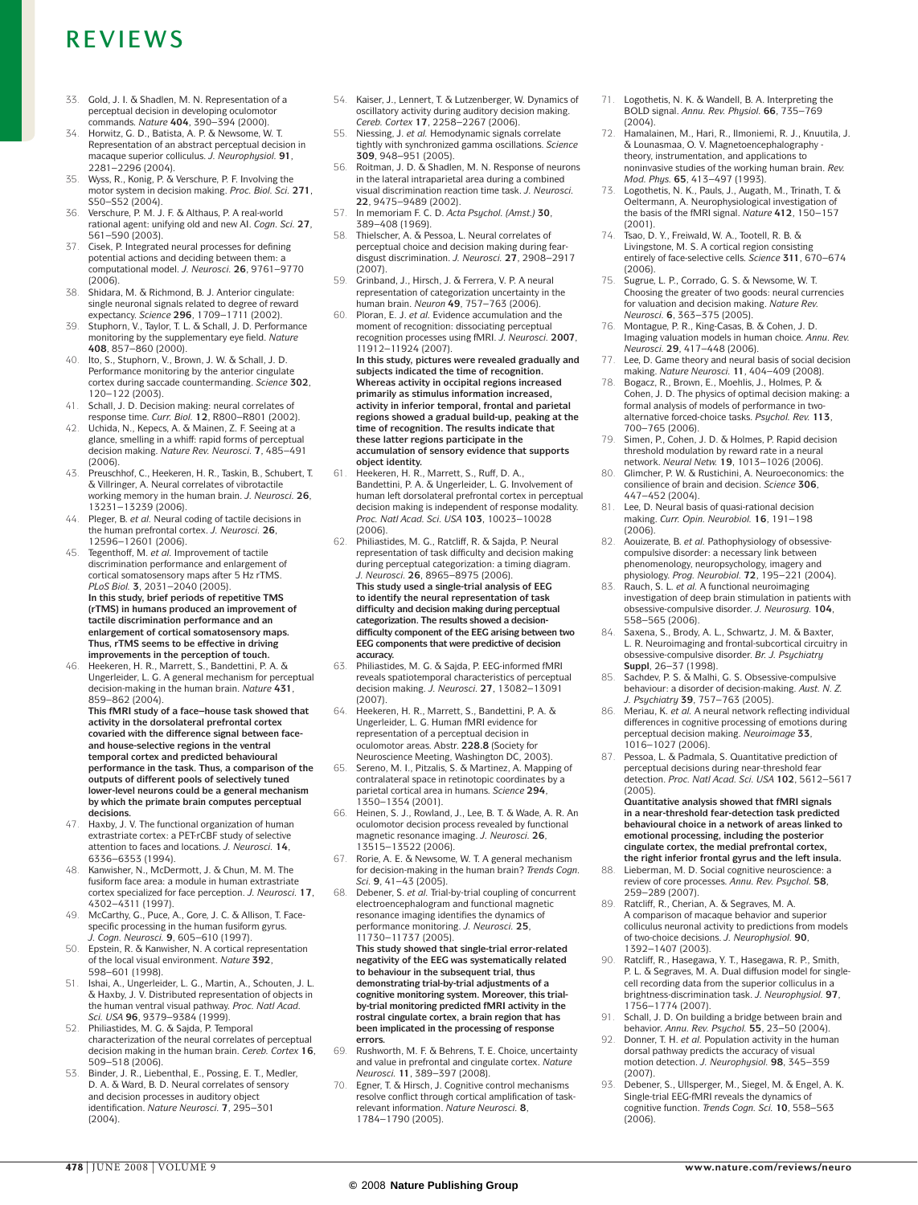33. Gold, J. I. & Shadlen, M. N. Representation of a perceptual decision in developing oculomotor commands. *Nature* **404**, 390–394 (2000).
34. Horwitz, G. D., Batista, A. P. & Newsome, W. T. Representation of an abstract perceptual decision in macaque superior colliculus. *J. Neurophysiol.* **91**, 2281–2296 (2004).
35. Wyss, R., Konig, P. & Verschure, P. F. Involving the motor system in decision making. *Proc. Biol. Sci.* **271**, S50–S52 (2004).
36. Verschure, P. M. J. F. & Althaus, P. A real-world rational agent: unifying old and new AI. *Cogn. Sci.* **27**, 561–590 (2003).
37. Cisek, P. Integrated neural processes for defining potential actions and deciding between them: a computational model. *J. Neurosci.* **26**, 9761–9770 (2006).
38. Shidara, M. & Richmond, B. J. Anterior cingulate: single neuronal signals related to degree of reward expectancy. *Science* **296**, 1709–1711 (2002).
39. Stuphorn, V., Taylor, T. L. & Schall, J. D. Performance monitoring by the supplementary eye field. *Nature* **408**, 857–860 (2000).
40. Ito, S., Stuphorn, V., Brown, J. W. & Schall, J. D. Performance monitoring by the anterior cingulate cortex during saccade countermanding. *Science* **302**, 120–122 (2003).
41. Schall, J. D. Decision making: neural correlates of response time. *Curr. Biol.* **12**, R800–R801 (2002).
42. Uchida, N., Kepecs, A. & Mainen, Z. F. Seeing at a glance, smelling in a whiff: rapid forms of perceptual decision making. *Nature Rev. Neurosci.* **7**, 485–491 (2006).
43. Preuschhof, C., Heekeren, H. R., Taskin, B., Schubert, T. & Villringer, A. Neural correlates of vibrotactile working memory in the human brain. *J. Neurosci.* **26**, 13231–13239 (2006).
44. Pleger, B. *et al.* Neural coding of tactile decisions in the human prefrontal cortex. *J. Neurosci.* **26**, 12596–12601 (2006).
45. Tegenthoff, M. *et al.* Improvement of tactile discrimination performance and enlargement of cortical somatosensory maps after 5 Hz rTMS. *PLoS Biol.* **3**, 2031–2040 (2005).
**In this study, brief periods of repetitive TMS (rTMS) in humans produced an improvement of tactile discrimination performance and an enlargement of cortical somatosensory maps. Thus, rTMS seems to be effective in driving improvements in the perception of touch.**
46. Heekeren, H. R., Marrett, S., Bandettini, P. A. & Ungerleider, L. G. A general mechanism for perceptual decision-making in the human brain. *Nature* **431**, 859–862 (2004).
**This fMRI study of a face–house task showed that activity in the dorsolateral prefrontal cortex covaried with the difference signal between face- and house-selective regions in the ventral temporal cortex and predicted behavioural performance in the task. Thus, a comparison of the outputs of different pools of selectively tuned lower-level neurons could be a general mechanism by which the primate brain computes perceptual decisions.**
47. Haxby, J. V. The functional organization of human extrastriate cortex: a PET-rCBF study of selective attention to faces and locations. *J. Neurosci.* **14**, 6336–6353 (1994).
48. Kanwisher, N., McDermott, J. & Chun, M. M. The fusiform face area: a module in human extrastriate cortex specialized for face perception. *J. Neurosci.* **17**, 4302–4311 (1997).
49. McCarthy, G., Puce, A., Gore, J. C. & Allison, T. Face-specific processing in the human fusiform gyrus. *J. Cogn. Neurosci.* **9**, 605–610 (1997).
50. Epstein, R. & Kanwisher, N. A cortical representation of the local visual environment. *Nature* **392**, 598–601 (1998).
51. Ishai, A., Ungerleider, L. G., Martin, A., Schouten, J. L. & Haxby, J. V. Distributed representation of objects in the human ventral visual pathway. *Proc. Natl Acad. Sci. USA* **96**, 9379–9384 (1999).
52. Philiastides, M. G. & Sajda, P. Temporal characterization of the neural correlates of perceptual decision making in the human brain. *Cereb. Cortex* **16**, 509–518 (2006).
53. Binder, J. R., Liebenthal, E., Possing, E. T., Medler, D. A. & Ward, B. D. Neural correlates of sensory and decision processes in auditory object identification. *Nature Neurosci.* **7**, 295–301 (2004).
54. Kaiser, J., Lennert, T. & Lutzenberger, W. Dynamics of oscillatory activity during auditory decision making. *Cereb. Cortex* **17**, 2258–2267 (2006).
55. Niessing, J. *et al.* Hemodynamic signals correlate tightly with synchronized gamma oscillations. *Science* **309**, 948–951 (2005).
56. Roitman, J. D. & Shadlen, M. N. Response of neurons in the lateral intraparietal area during a combined visual discrimination reaction time task. *J. Neurosci.* **22**, 9475–9489 (2002).
57. In memoriam F. C. D. *Acta Psychol. (Amst.)* **30**, 389–408 (1969).
58. Thielscher, A. & Pessoa, L. Neural correlates of perceptual choice and decision making during fear-disgust discrimination. *J. Neurosci.* **27**, 2908–2917 (2007).
59. Grinband, J., Hirsch, J. & Ferrera, V. P. A neural representation of categorization uncertainty in the human brain. *Neuron* **49**, 757–763 (2006).
60. Ploran, E. J. *et al.* Evidence accumulation and the moment of recognition: dissociating perceptual recognition processes using fMRI. *J. Neurosci.* **2007**, 11912–11924 (2007).
**In this study, pictures were revealed gradually and subjects indicated the time of recognition. Whereas activity in occipital regions increased primarily as stimulus information increased, activity in inferior temporal, frontal and parietal regions showed a gradual build-up, peaking at the time of recognition. The results indicate that these latter regions participate in the accumulation of sensory evidence that supports object identity.**
61. Heekeren, H. R., Marrett, S., Ruff, D. A., Bandettini, P. A. & Ungerleider, L. G. Involvement of human left dorsolateral prefrontal cortex in perceptual decision making is independent of response modality. *Proc. Natl Acad. Sci. USA* **103**, 10023–10028 (2006).
62. Philiastides, M. G., Ratcliff, R. & Sajda, P. Neural representation of task difficulty and decision making during perceptual categorization: a timing diagram. *J. Neurosci.* **26**, 8965–8975 (2006).
**This study used a single-trial analysis of EEG to identify the neural representation of task difficulty and decision making during perceptual categorization. The results showed a decision-difficulty component of the EEG arising between two EEG components that were predictive of decision accuracy.**
63. Philiastides, M. G. & Sajda, P. EEG-informed fMRI reveals spatiotemporal characteristics of perceptual decision making. *J. Neurosci.* **27**, 13082–13091 (2007).
64. Heekeren, H. R., Marrett, S., Bandettini, P. A. & Ungerleider, L. G. Human fMRI evidence for representation of a perceptual decision in oculomotor areas. Abstr. **228.8** (Society for Neuroscience Meeting, Washington DC, 2003).
65. Sereno, M. I., Pitzalis, S. & Martinez, A. Mapping of contralateral space in retinotopic coordinates by a parietal cortical area in humans. *Science* **294**, 1350–1354 (2001).
66. Heinen, S. J., Rowland, J., Lee, B. T. & Wade, A. R. An oculomotor decision process revealed by functional magnetic resonance imaging. *J. Neurosci.* **26**, 13515–13522 (2006).
67. Rorie, A. E. & Newsome, W. T. A general mechanism for decision-making in the human brain? *Trends Cogn. Sci.* **9**, 41–43 (2005).
68. Debener, S. *et al.* Trial-by-trial coupling of concurrent electroencephalogram and functional magnetic resonance imaging identifies the dynamics of performance monitoring. *J. Neurosci.* **25**, 11730–11737 (2005).
**This study showed that single-trial error-related negativity of the EEG was systematically related to behaviour in the subsequent trial, thus demonstrating trial-by-trial adjustments of a cognitive monitoring system. Moreover, this trial-by-trial monitoring predicted fMRI activity in the rostral cingulate cortex, a brain region that has been implicated in the processing of response errors.**
69. Rushworth, M. F. & Behrens, T. E. Choice, uncertainty and value in prefrontal and cingulate cortex. *Nature Neurosci.* **11**, 389–397 (2008).
70. Egner, T. & Hirsch, J. Cognitive control mechanisms resolve conflict through cortical amplification of task-relevant information. *Nature Neurosci.* **8**, 1784–1790 (2005).
71. Logothetis, N. K. & Wandell, B. A. Interpreting the BOLD signal. *Annu. Rev. Physiol.* **66**, 735–769 (2004).
72. Hamalainen, M., Hari, R., Ilmoniemi, R. J., Knuutila, J. & Lounasmaa, O. V. Magnetoencephalography - theory, instrumentation, and applications to noninvasive studies of the working human brain. *Rev. Mod. Phys.* **65**, 413–497 (1993).
73. Logothetis, N. K., Pauls, J., Augath, M., Trinath, T. & Oeltermann, A. Neurophysiological investigation of the basis of the fMRI signal. *Nature* **412**, 150–157 (2001).
74. Tsao, D. Y., Freiwald, W. A., Tootell, R. B. & Livingstone, M. S. A cortical region consisting entirely of face-selective cells. *Science* **311**, 670–674 (2006).
75. Sugrue, L. P., Corrado, G. S. & Newsome, W. T. Choosing the greater of two goods: neural currencies for valuation and decision making. *Nature Rev. Neurosci.* **6**, 363–375 (2005).
76. Montague, P. R., King-Casas, B. & Cohen, J. D. Imaging valuation models in human choice. *Annu. Rev. Neurosci.* **29**, 417–448 (2006).
77. Lee, D. Game theory and neural basis of social decision making. *Nature Neurosci.* **11**, 404–409 (2008).
78. Bogacz, R., Brown, E., Moehlis, J., Holmes, P. & Cohen, J. D. The physics of optimal decision making: a formal analysis of models of performance in two-alternative forced-choice tasks. *Psychol. Rev.* **113**, 700–765 (2006).
79. Simen, P., Cohen, J. D. & Holmes, P. Rapid decision threshold modulation by reward rate in a neural network. *Neural Netw.* **19**, 1013–1026 (2006).
80. Glimcher, P. W. & Rustichini, A. Neuroeconomics: the consilience of brain and decision. *Science* **306**, 447–452 (2004).
81. Lee, D. Neural basis of quasi-rational decision making. *Curr. Opin. Neurobiol.* **16**, 191–198 (2006).
82. Aouizerate, B. *et al.* Pathophysiology of obsessive-compulsive disorder: a necessary link between phenomenology, neuropsychology, imagery and physiology. *Prog. Neurobiol.* **72**, 195–221 (2004).
83. Rauch, S. L. *et al.* A functional neuroimaging investigation of deep brain stimulation in patients with obsessive-compulsive disorder. *J. Neurosurg.* **104**, 558–565 (2006).
84. Saxena, S., Brody, A. L., Schwartz, J. M. & Baxter, L. R. Neuroimaging and frontal-subcortical circuitry in obsessive-compulsive disorder. *Br. J. Psychiatry* **Suppl**, 26–37 (1998).
85. Sachdev, P. S. & Malhi, G. S. Obsessive-compulsive behaviour: a disorder of decision-making. *Aust. N. Z. J. Psychiatry* **39**, 757–763 (2005).
86. Meriau, K. *et al.* A neural network reflecting individual differences in cognitive processing of emotions during perceptual decision making. *Neuroimage* **33**, 1016–1027 (2006).
87. Pessoa, L. & Padmala, S. Quantitative prediction of perceptual decisions during near-threshold fear detection. *Proc. Natl Acad. Sci. USA* **102**, 5612–5617 (2005).
**Quantitative analysis showed that fMRI signals in a near-threshold fear-detection task predicted behavioural choice in a network of areas linked to emotional processing, including the posterior cingulate cortex, the medial prefrontal cortex, the right inferior frontal gyrus and the left insula.**
88. Lieberman, M. D. Social cognitive neuroscience: a review of core processes. *Annu. Rev. Psychol.* **58**, 259–289 (2007).
89. Ratcliff, R., Cherian, A. & Segraves, M. A. A comparison of macaque behavior and superior colliculus neuronal activity to predictions from models of two-choice decisions. *J. Neurophysiol.* **90**, 1392–1407 (2003).
90. Ratcliff, R., Hasegawa, Y. T., Hasegawa, R. P., Smith, P. L. & Segraves, M. A. Dual diffusion model for single-cell recording data from the superior colliculus in a brightness-discrimination task. *J. Neurophysiol.* **97**, 1756–1774 (2007).
91. Schall, J. D. On building a bridge between brain and behavior. *Annu. Rev. Psychol.* **55**, 23–50 (2004).
92. Donner, T. H. *et al.* Population activity in the human dorsal pathway predicts the accuracy of visual motion detection. *J. Neurophysiol.* **98**, 345–359 (2007).
93. Debener, S., Ullsperger, M., Siegel, M. & Engel, A. K. Single-trial EEG-fMRI reveals the dynamics of cognitive function. *Trends Cogn. Sci.* **10**, 558–563 (2006).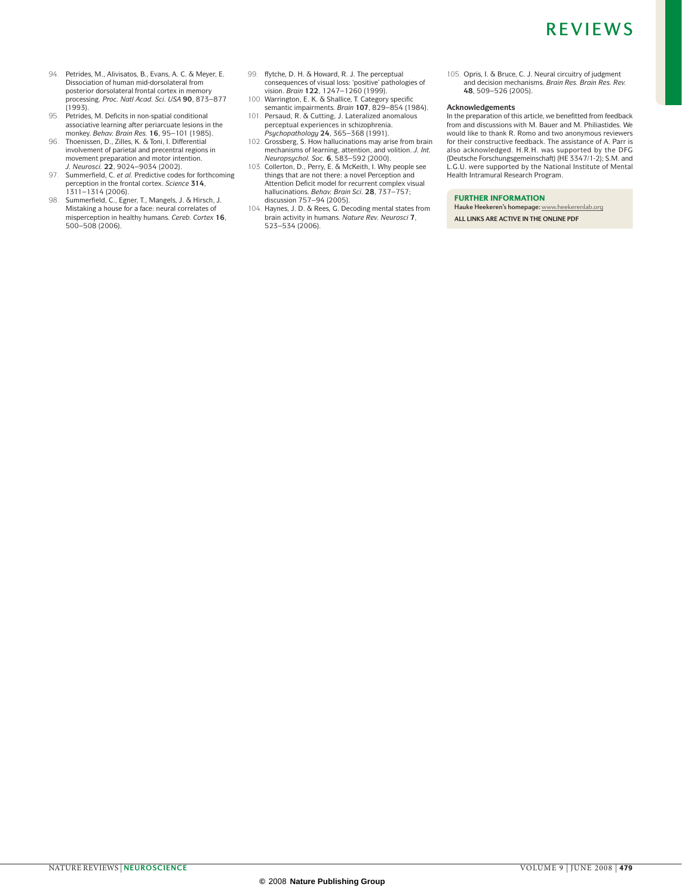94. Petrides, M., Alivisatos, B., Evans, A. C. & Meyer, E. Dissociation of human mid-dorsolateral from posterior dorsolateral frontal cortex in memory processing. *Proc. Natl Acad. Sci. USA* **90**, 873–877 (1993).
95. Petrides, M. Deficits in non-spatial conditional associative learning after periarcuate lesions in the monkey. *Behav. Brain Res.* **16**, 95–101 (1985).
96. Thoenissen, D., Zilles, K. & Toni, I. Differential involvement of parietal and precentral regions in movement preparation and motor intention. *J. Neurosci.* **22**, 9024–9034 (2002).
97. Summerfield, C. *et al.* Predictive codes for forthcoming perception in the frontal cortex. *Science* **314**, 1311–1314 (2006).
98. Summerfield, C., Egner, T., Mangels, J. & Hirsch, J. Mistaking a house for a face: neural correlates of misperception in healthy humans. *Cereb. Cortex* **16**, 500–508 (2006).
99. ffytche, D. H. & Howard, R. J. The perceptual consequences of visual loss: 'positive' pathologies of vision. *Brain* **122**, 1247–1260 (1999).
100. Warrington, E. K. & Shallice, T. Category specific semantic impairments. *Brain* **107**, 829–854 (1984).
101. Persaud, R. & Cutting, J. Lateralized anomalous perceptual experiences in schizophrenia. *Psychopathology* **24**, 365–368 (1991).
102. Grossberg, S. How hallucinations may arise from brain mechanisms of learning, attention, and volition. *J. Int. Neuropsychol. Soc.* **6**, 583–592 (2000).
103. Collerton, D., Perry, E. & McKeith, I. Why people see things that are not there: a novel Perception and Attention Deficit model for recurrent complex visual hallucinations. *Behav. Brain Sci.* **28**, 737–757; discussion 757–94 (2005).
104. Haynes, J. D. & Rees, G. Decoding mental states from brain activity in humans. *Nature Rev. Neurosci* **7**, 523–534 (2006).
105. Opris, I. & Bruce, C. J. Neural circuitry of judgment and decision mechanisms. *Brain Res. Brain Res. Rev.* **48**, 509–526 (2005).

### Acknowledgements

In the preparation of this article, we benefitted from feedback from and discussions with M. Bauer and M. Philiastides. We would like to thank R. Romo and two anonymous reviewers for their constructive feedback. The assistance of A. Parr is also acknowledged. H.R.H. was supported by the DFG (Deutsche Forschungsgemeinschaft) (HE 3347/1-2); S.M. and L.G.U. were supported by the National Institute of Mental Health Intramural Research Program.

### FURTHER INFORMATION

**Hauke Heekeren's homepage:** www.heekerenlab.org

**ALL LINKS ARE ACTIVE IN THE ONLINE PDF**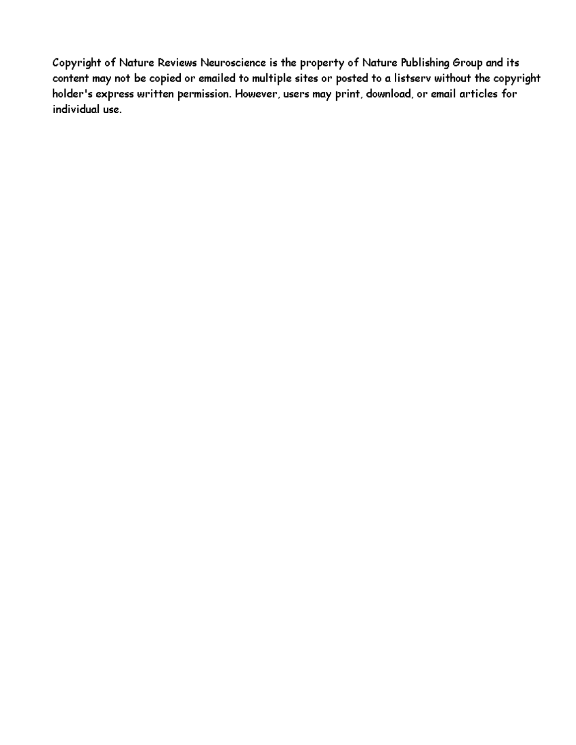Copyright of Nature Reviews Neuroscience is the property of Nature Publishing Group and its content may not be copied or emailed to multiple sites or posted to a listserv without the copyright holder's express written permission. However, users may print, download, or email articles for individual use.